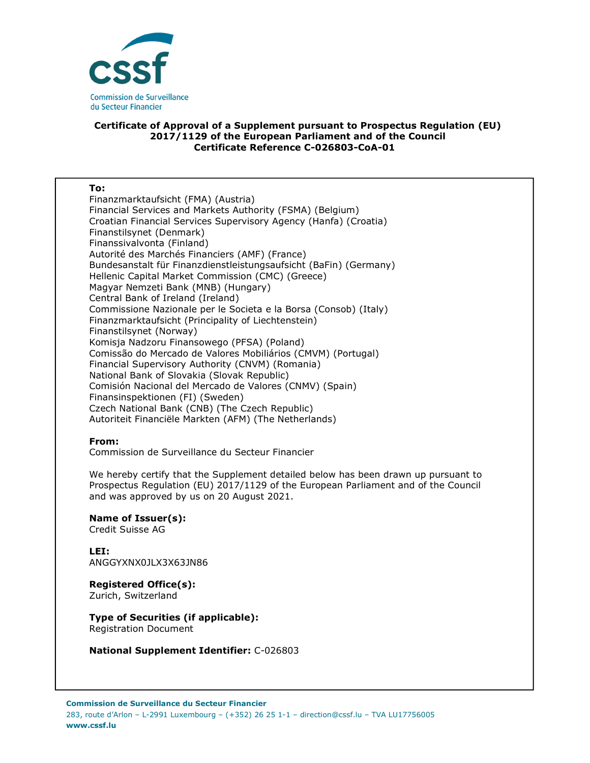cssf

Commission de Surveillance du Secteur Financier

**Certificate of Approval of a Supplement pursuant to Prospectus Regulation (EU) 2017/1129 of the European Parliament and of the Council**
**Certificate Reference C-026803-CoA-01**

**To:**
Finanzmarktaufsicht (FMA) (Austria)
Financial Services and Markets Authority (FSMA) (Belgium)
Croatian Financial Services Supervisory Agency (Hanfa) (Croatia)
Finanstilsynet (Denmark)
Finanssivalvonta (Finland)
Autorité des Marchés Financiers (AMF) (France)
Bundesanstalt für Finanzdienstleistungsaufsicht (BaFin) (Germany)
Hellenic Capital Market Commission (CMC) (Greece)
Magyar Nemzeti Bank (MNB) (Hungary)
Central Bank of Ireland (Ireland)
Commissione Nazionale per le Societa e la Borsa (Consob) (Italy)
Finanzmarktaufsicht (Principality of Liechtenstein)
Finanstilsynet (Norway)
Komisja Nadzoru Finansowego (PFSA) (Poland)
Comissão do Mercado de Valores Mobiliários (CMVM) (Portugal)
Financial Supervisory Authority (CNVM) (Romania)
National Bank of Slovakia (Slovak Republic)
Comisión Nacional del Mercado de Valores (CNMV) (Spain)
Finansinspektionen (FI) (Sweden)
Czech National Bank (CNB) (The Czech Republic)
Autoriteit Financiële Markten (AFM) (The Netherlands)

**From:**
Commission de Surveillance du Secteur Financier

We hereby certify that the Supplement detailed below has been drawn up pursuant to Prospectus Regulation (EU) 2017/1129 of the European Parliament and of the Council and was approved by us on 20 August 2021.

**Name of Issuer(s):**
Credit Suisse AG

**LEI:**
ANGGYXNX0JLX3X63JN86

**Registered Office(s):**
Zurich, Switzerland

**Type of Securities (if applicable):**
Registration Document

**National Supplement Identifier:** C-026803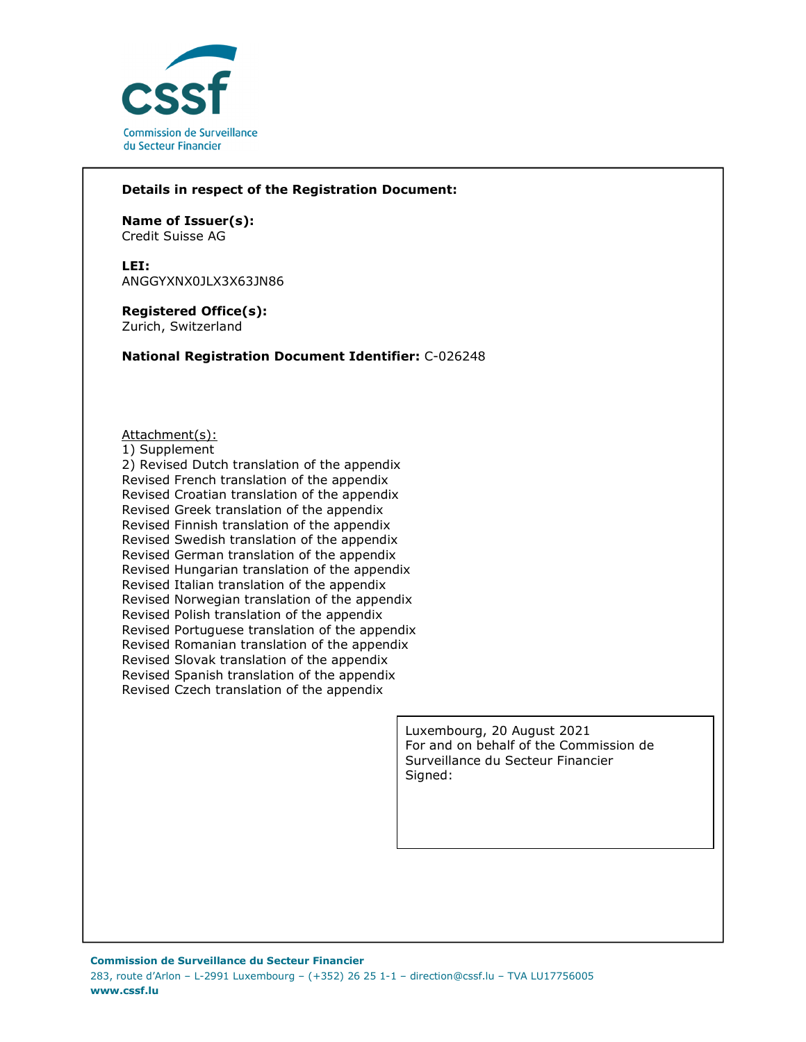cssf

Commission de Surveillance du Secteur Financier

**Details in respect of the Registration Document:**

**Name of Issuer(s):**
Credit Suisse AG

**LEI:**
ANGGYXNX0JLX3X63JN86

**Registered Office(s):**
Zurich, Switzerland

**National Registration Document Identifier:** C-026248

Attachment(s):
1) Supplement
2) Revised Dutch translation of the appendix
Revised French translation of the appendix
Revised Croatian translation of the appendix
Revised Greek translation of the appendix
Revised Finnish translation of the appendix
Revised Swedish translation of the appendix
Revised German translation of the appendix
Revised Hungarian translation of the appendix
Revised Italian translation of the appendix
Revised Norwegian translation of the appendix
Revised Polish translation of the appendix
Revised Portuguese translation of the appendix
Revised Romanian translation of the appendix
Revised Slovak translation of the appendix
Revised Spanish translation of the appendix
Revised Czech translation of the appendix

Luxembourg, 20 August 2021
For and on behalf of the Commission de Surveillance du Secteur Financier
Signed:

**Commission de Surveillance du Secteur Financier**
283, route d'Arlon – L-2991 Luxembourg – (+352) 26 25 1-1 – direction@cssf.lu – TVA LU17756005
**www.cssf.lu**